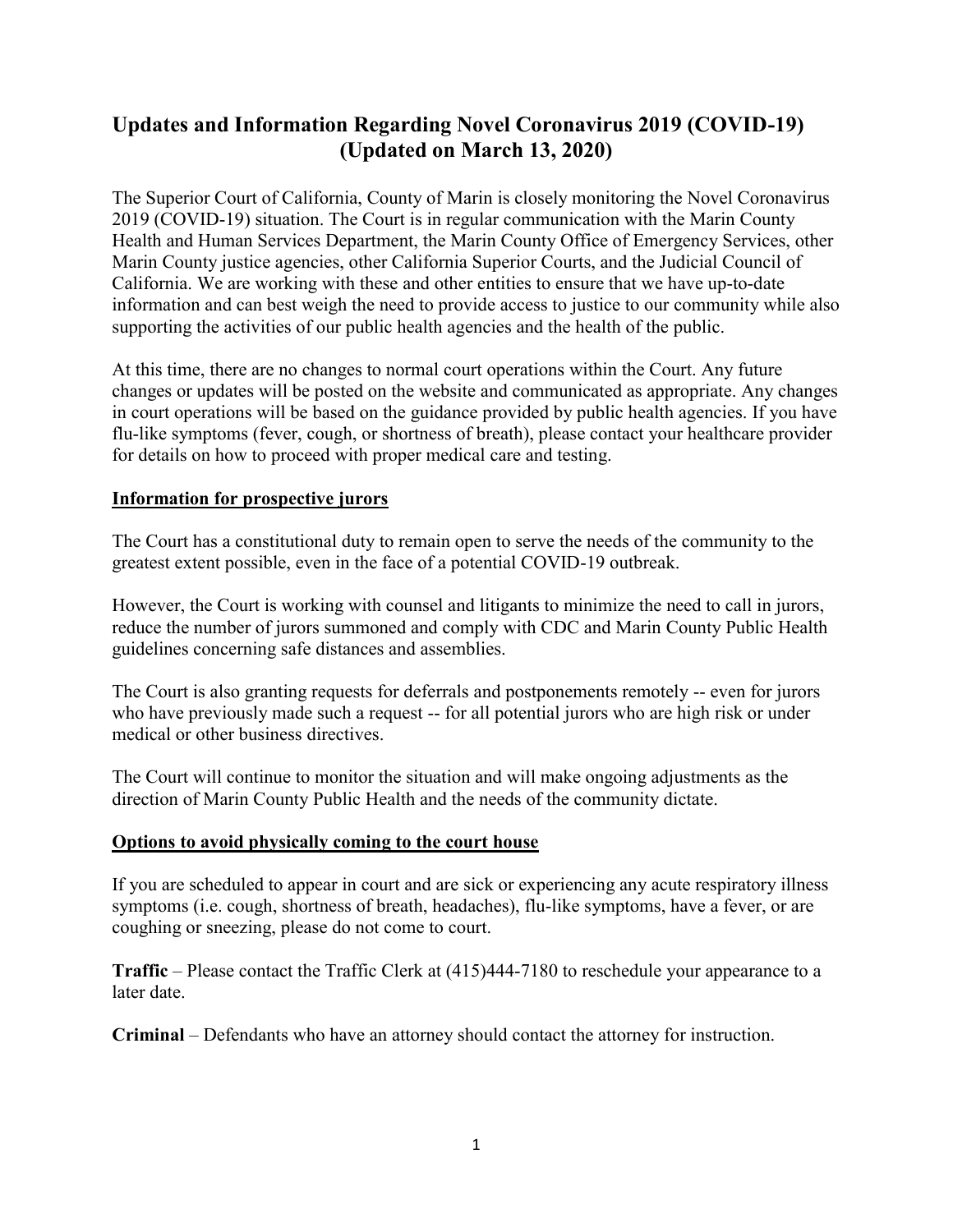# Updates and Information Regarding Novel Coronavirus 2019 (COVID-19) (Updated on March 13, 2020)

The Superior Court of California, County of Marin is closely monitoring the Novel Coronavirus 2019 (COVID-19) situation. The Court is in regular communication with the Marin County Health and Human Services Department, the Marin County Office of Emergency Services, other Marin County justice agencies, other California Superior Courts, and the Judicial Council of California. We are working with these and other entities to ensure that we have up-to-date information and can best weigh the need to provide access to justice to our community while also supporting the activities of our public health agencies and the health of the public.

At this time, there are no changes to normal court operations within the Court. Any future changes or updates will be posted on the website and communicated as appropriate. Any changes in court operations will be based on the guidance provided by public health agencies. If you have flu-like symptoms (fever, cough, or shortness of breath), please contact your healthcare provider for details on how to proceed with proper medical care and testing.

## Information for prospective jurors

The Court has a constitutional duty to remain open to serve the needs of the community to the greatest extent possible, even in the face of a potential COVID-19 outbreak.

However, the Court is working with counsel and litigants to minimize the need to call in jurors, reduce the number of jurors summoned and comply with CDC and Marin County Public Health guidelines concerning safe distances and assemblies.

The Court is also granting requests for deferrals and postponements remotely -- even for jurors who have previously made such a request -- for all potential jurors who are high risk or under medical or other business directives.

The Court will continue to monitor the situation and will make ongoing adjustments as the direction of Marin County Public Health and the needs of the community dictate.

## Options to avoid physically coming to the court house

If you are scheduled to appear in court and are sick or experiencing any acute respiratory illness symptoms (i.e. cough, shortness of breath, headaches), flu-like symptoms, have a fever, or are coughing or sneezing, please do not come to court.

**Traffic** – Please contact the Traffic Clerk at (415)444-7180 to reschedule your appearance to a later date.

**Criminal** – Defendants who have an attorney should contact the attorney for instruction.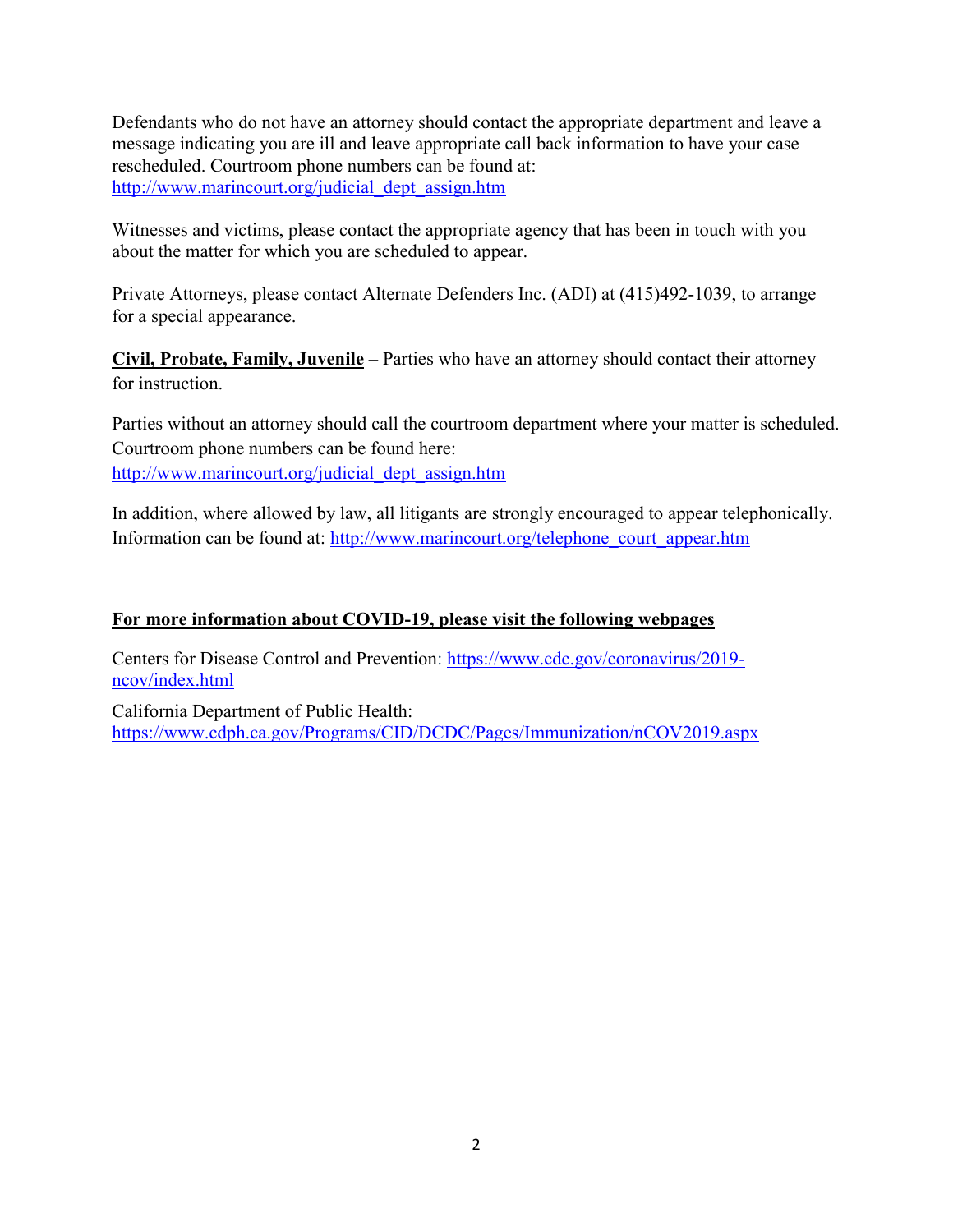Defendants who do not have an attorney should contact the appropriate department and leave a message indicating you are ill and leave appropriate call back information to have your case rescheduled. Courtroom phone numbers can be found at: http://www.marincourt.org/judicial_dept_assign.htm

Witnesses and victims, please contact the appropriate agency that has been in touch with you about the matter for which you are scheduled to appear.

Private Attorneys, please contact Alternate Defenders Inc. (ADI) at (415)492-1039, to arrange for a special appearance.

**Civil, Probate, Family, Juvenile** – Parties who have an attorney should contact their attorney for instruction.

Parties without an attorney should call the courtroom department where your matter is scheduled. Courtroom phone numbers can be found here: http://www.marincourt.org/judicial_dept_assign.htm

In addition, where allowed by law, all litigants are strongly encouraged to appear telephonically. Information can be found at: http://www.marincourt.org/telephone_court_appear.htm

**For more information about COVID-19, please visit the following webpages**

Centers for Disease Control and Prevention: https://www.cdc.gov/coronavirus/2019-ncov/index.html

California Department of Public Health: https://www.cdph.ca.gov/Programs/CID/DCDC/Pages/Immunization/nCOV2019.aspx